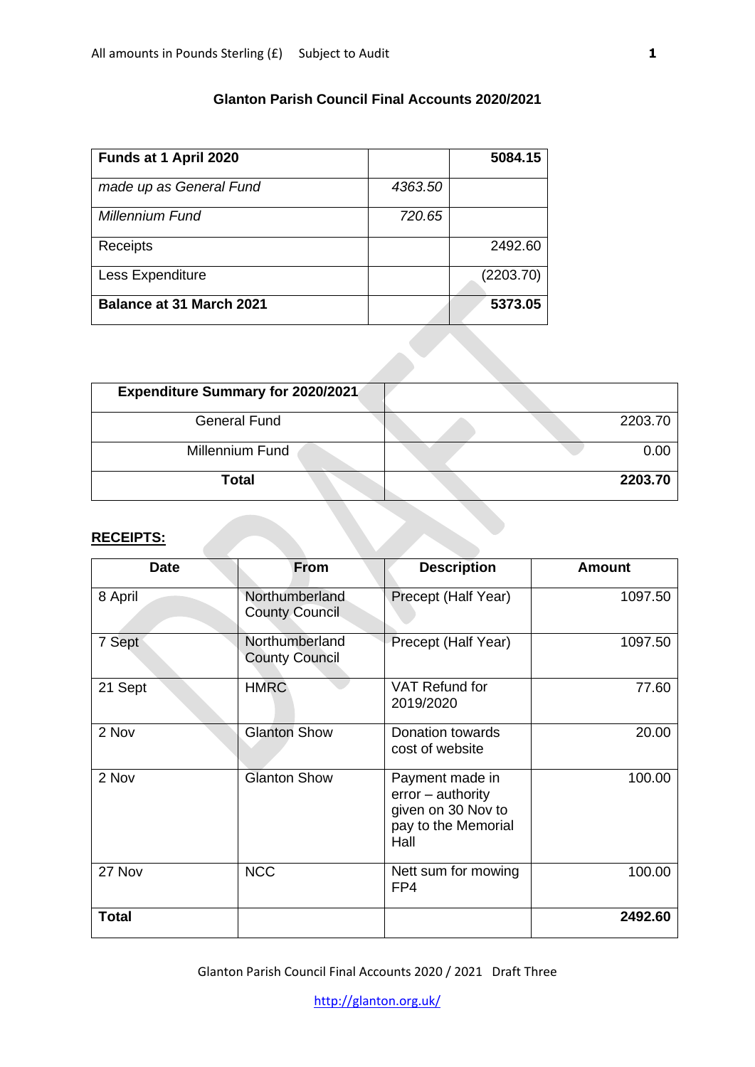All amounts in Pounds Sterling (£) Subject to Audit

## Glanton Parish Council Final Accounts 2020/2021

| **Funds at 1 April 2020** | | **5084.15** |
|---|---|---|
| *made up as General Fund* | *4363.50* | |
| *Millennium Fund* | *720.65* | |
| Receipts | | 2492.60 |
| Less Expenditure | | (2203.70) |
| **Balance at 31 March 2021** | | **5373.05** |

| **Expenditure Summary for 2020/2021** | |
|---|---|
| General Fund | 2203.70 |
| Millennium Fund | 0.00 |
| **Total** | **2203.70** |

**RECEIPTS:**

| Date | From | Description | Amount |
|---|---|---|---|
| 8 April | Northumberland County Council | Precept (Half Year) | 1097.50 |
| 7 Sept | Northumberland County Council | Precept (Half Year) | 1097.50 |
| 21 Sept | HMRC | VAT Refund for 2019/2020 | 77.60 |
| 2 Nov | Glanton Show | Donation towards cost of website | 20.00 |
| 2 Nov | Glanton Show | Payment made in error – authority given on 30 Nov to pay to the Memorial Hall | 100.00 |
| 27 Nov | NCC | Nett sum for mowing FP4 | 100.00 |
| **Total** | | | **2492.60** |

Glanton Parish Council Final Accounts 2020 / 2021 Draft Three

http://glanton.org.uk/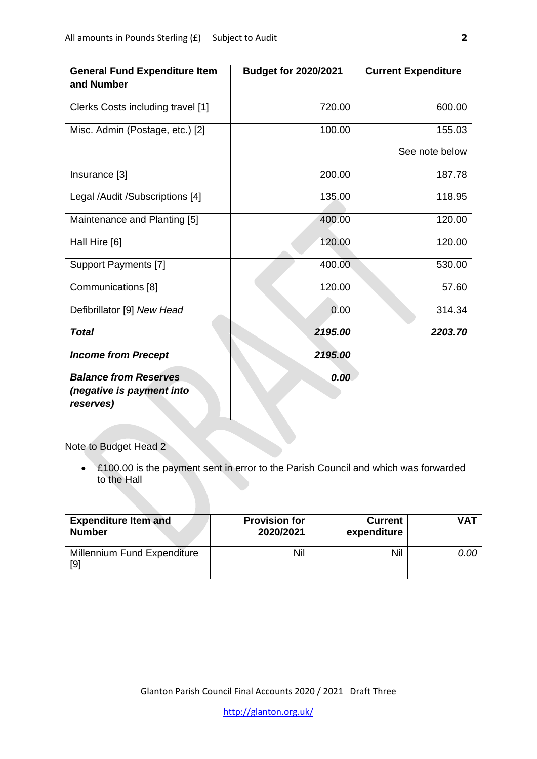All amounts in Pounds Sterling (£)     Subject to Audit

| General Fund Expenditure Item and Number | Budget for 2020/2021 | Current Expenditure |
|---|---|---|
| Clerks Costs including travel [1] | 720.00 | 600.00 |
| Misc. Admin (Postage, etc.) [2] | 100.00 | 155.03<br>See note below |
| Insurance [3] | 200.00 | 187.78 |
| Legal /Audit /Subscriptions [4] | 135.00 | 118.95 |
| Maintenance and Planting [5] | 400.00 | 120.00 |
| Hall Hire [6] | 120.00 | 120.00 |
| Support Payments [7] | 400.00 | 530.00 |
| Communications [8] | 120.00 | 57.60 |
| Defibrillator [9] *New Head* | 0.00 | 314.34 |
| ***Total*** | ***2195.00*** | ***2203.70*** |
| ***Income from Precept*** | ***2195.00*** | |
| ***Balance from Reserves (negative is payment into reserves)*** | ***0.00*** | |

Note to Budget Head 2

- £100.00 is the payment sent in error to the Parish Council and which was forwarded to the Hall

| Expenditure Item and Number | Provision for 2020/2021 | Current expenditure | VAT |
|---|---|---|---|
| Millennium Fund Expenditure [9] | Nil | Nil | *0.00* |

Glanton Parish Council Final Accounts 2020 / 2021 Draft Three

http://glanton.org.uk/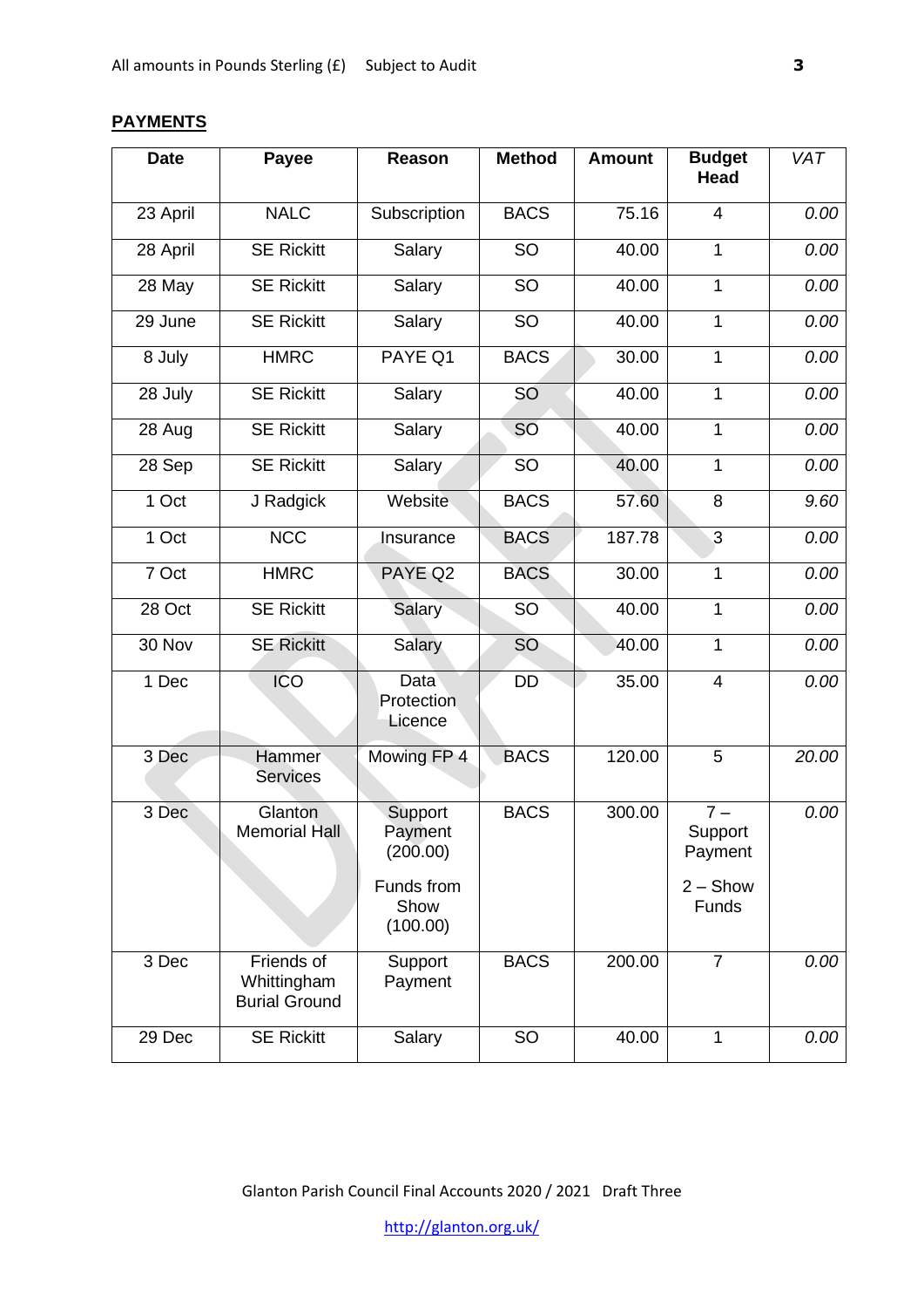## PAYMENTS

| Date | Payee | Reason | Method | Amount | Budget Head | *VAT* |
|---|---|---|---|---|---|---|
| 23 April | NALC | Subscription | BACS | 75.16 | 4 | *0.00* |
| 28 April | SE Rickitt | Salary | SO | 40.00 | 1 | *0.00* |
| 28 May | SE Rickitt | Salary | SO | 40.00 | 1 | *0.00* |
| 29 June | SE Rickitt | Salary | SO | 40.00 | 1 | *0.00* |
| 8 July | HMRC | PAYE Q1 | BACS | 30.00 | 1 | *0.00* |
| 28 July | SE Rickitt | Salary | SO | 40.00 | 1 | *0.00* |
| 28 Aug | SE Rickitt | Salary | SO | 40.00 | 1 | *0.00* |
| 28 Sep | SE Rickitt | Salary | SO | 40.00 | 1 | *0.00* |
| 1 Oct | J Radgick | Website | BACS | 57.60 | 8 | *9.60* |
| 1 Oct | NCC | Insurance | BACS | 187.78 | 3 | *0.00* |
| 7 Oct | HMRC | PAYE Q2 | BACS | 30.00 | 1 | *0.00* |
| 28 Oct | SE Rickitt | Salary | SO | 40.00 | 1 | *0.00* |
| 30 Nov | SE Rickitt | Salary | SO | 40.00 | 1 | *0.00* |
| 1 Dec | ICO | Data Protection Licence | DD | 35.00 | 4 | *0.00* |
| 3 Dec | Hammer Services | Mowing FP 4 | BACS | 120.00 | 5 | *20.00* |
| 3 Dec | Glanton Memorial Hall | Support Payment (200.00)<br>Funds from Show (100.00) | BACS | 300.00 | 7 – Support Payment<br>2 – Show Funds | *0.00* |
| 3 Dec | Friends of Whittingham Burial Ground | Support Payment | BACS | 200.00 | 7 | *0.00* |
| 29 Dec | SE Rickitt | Salary | SO | 40.00 | 1 | *0.00* |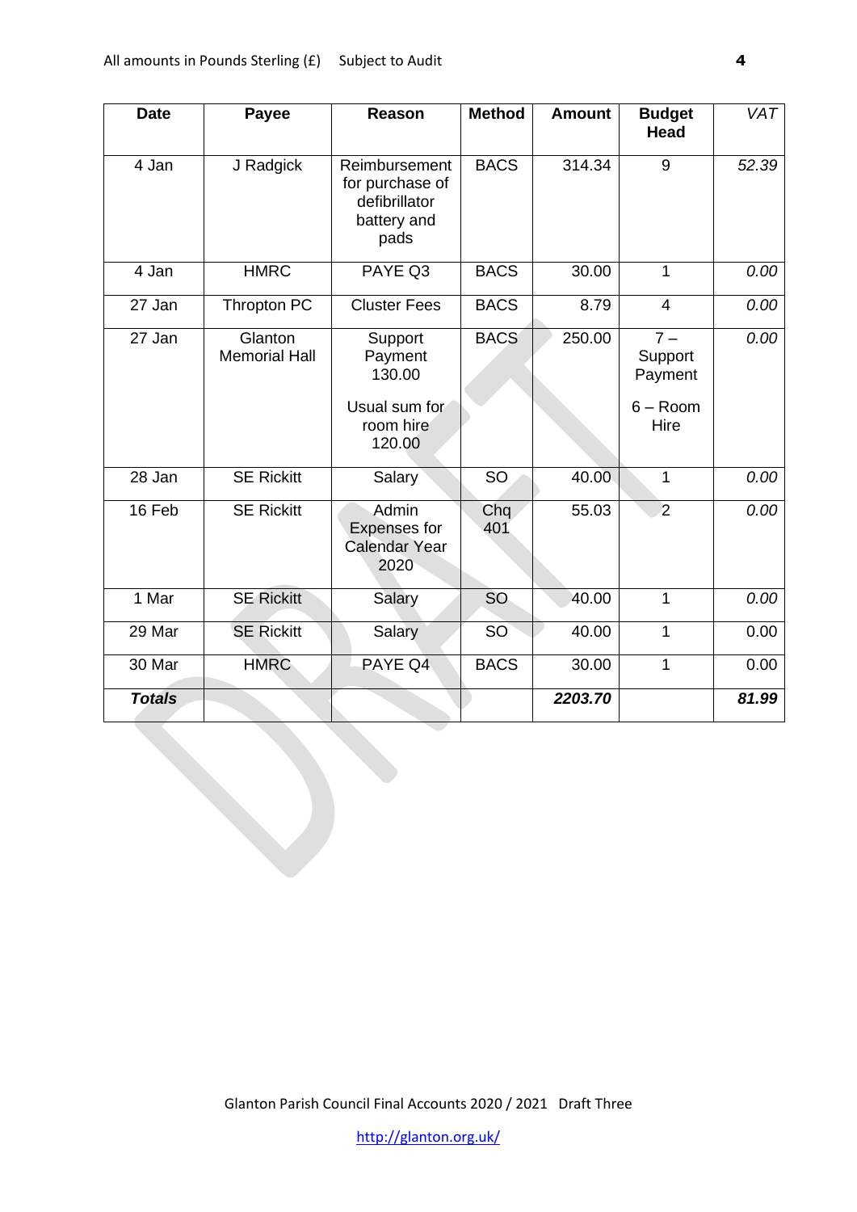All amounts in Pounds Sterling (£)     Subject to Audit

| Date | Payee | Reason | Method | Amount | Budget Head | *VAT* |
|---|---|---|---|---|---|---|
| 4 Jan | J Radgick | Reimbursement for purchase of defibrillator battery and pads | BACS | 314.34 | 9 | *52.39* |
| 4 Jan | HMRC | PAYE Q3 | BACS | 30.00 | 1 | *0.00* |
| 27 Jan | Thropton PC | Cluster Fees | BACS | 8.79 | 4 | *0.00* |
| 27 Jan | Glanton Memorial Hall | Support Payment 130.00<br><br>Usual sum for room hire 120.00 | BACS | 250.00 | 7 – Support Payment<br><br>6 – Room Hire | *0.00* |
| 28 Jan | SE Rickitt | Salary | SO | 40.00 | 1 | *0.00* |
| 16 Feb | SE Rickitt | Admin Expenses for Calendar Year 2020 | Chq 401 | 55.03 | 2 | *0.00* |
| 1 Mar | SE Rickitt | Salary | SO | 40.00 | 1 | *0.00* |
| 29 Mar | SE Rickitt | Salary | SO | 40.00 | 1 | 0.00 |
| 30 Mar | HMRC | PAYE Q4 | BACS | 30.00 | 1 | 0.00 |
| ***Totals*** | | | | ***2203.70*** | | ***81.99*** |

Glanton Parish Council Final Accounts 2020 / 2021   Draft Three

http://glanton.org.uk/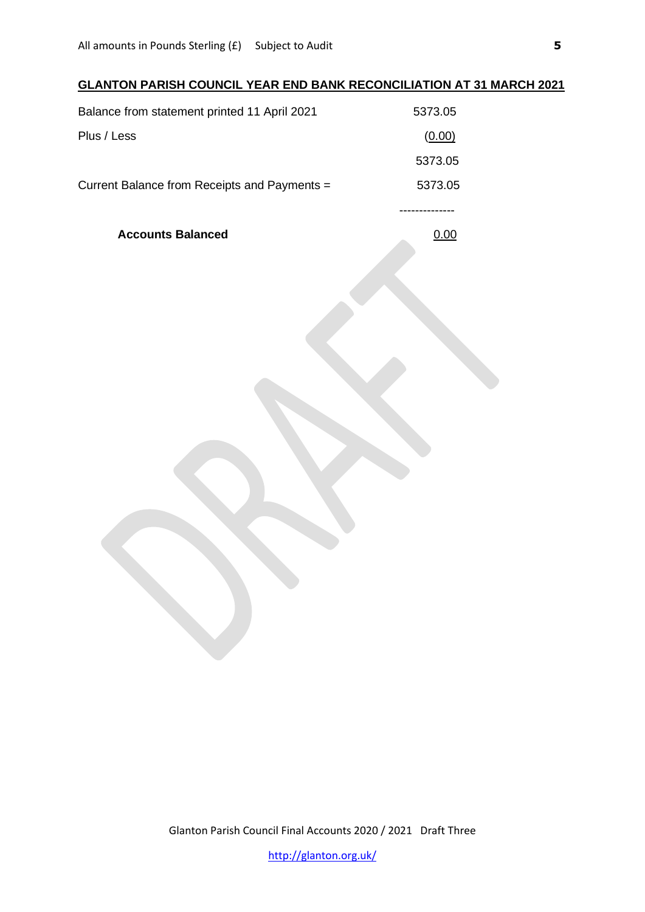## GLANTON PARISH COUNCIL YEAR END BANK RECONCILIATION AT 31 MARCH 2021

| | |
|---|---|
| Balance from statement printed 11 April 2021 | 5373.05 |
| Plus / Less | (0.00) |
| | 5373.05 |
| Current Balance from Receipts and Payments = | 5373.05 |
| | -------------- |
| **Accounts Balanced** | 0.00 |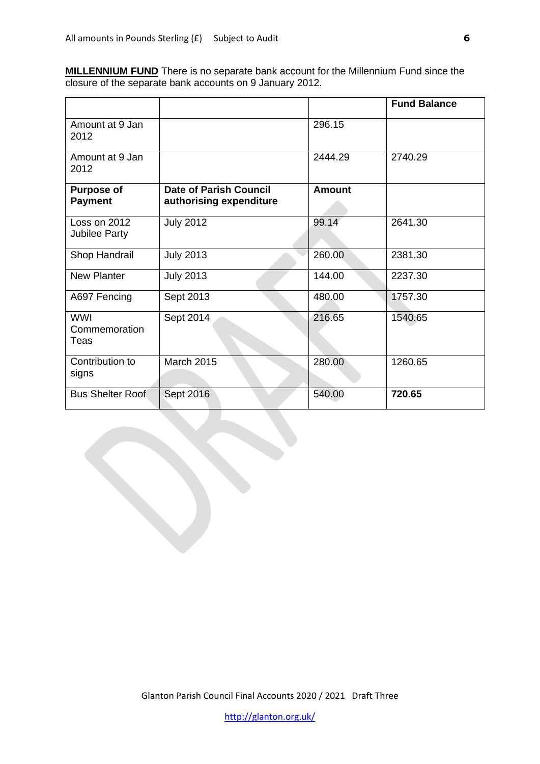**MILLENNIUM FUND** There is no separate bank account for the Millennium Fund since the closure of the separate bank accounts on 9 January 2012.

| | | | **Fund Balance** |
|---|---|---|---|
| Amount at 9 Jan 2012 | | 296.15 | |
| Amount at 9 Jan 2012 | | 2444.29 | 2740.29 |
| **Purpose of Payment** | **Date of Parish Council authorising expenditure** | **Amount** | |
| Loss on 2012 Jubilee Party | July 2012 | 99.14 | 2641.30 |
| Shop Handrail | July 2013 | 260.00 | 2381.30 |
| New Planter | July 2013 | 144.00 | 2237.30 |
| A697 Fencing | Sept 2013 | 480.00 | 1757.30 |
| WWI Commemoration Teas | Sept 2014 | 216.65 | 1540.65 |
| Contribution to signs | March 2015 | 280.00 | 1260.65 |
| Bus Shelter Roof | Sept 2016 | 540.00 | **720.65** |